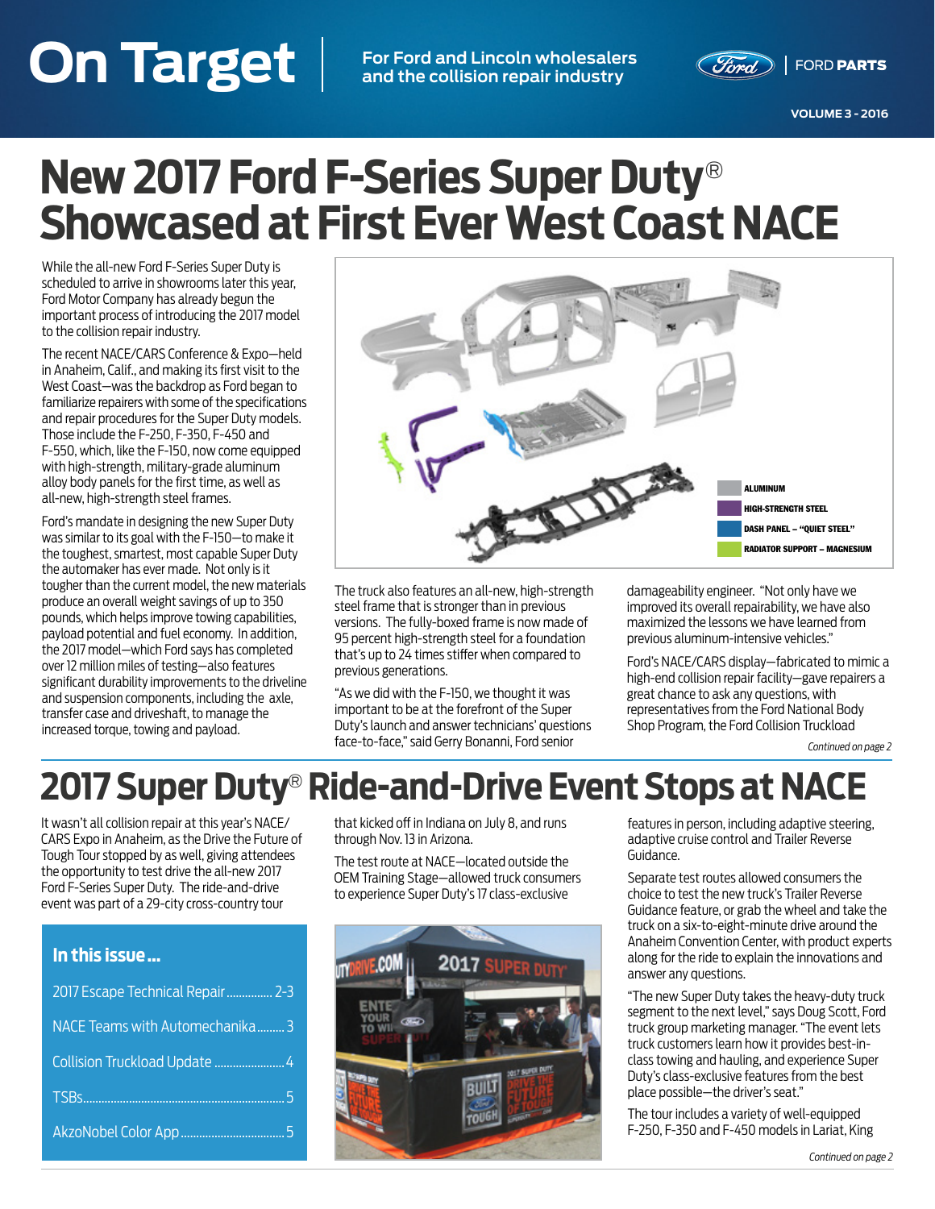# On Target

For Ford and Lincoln wholesalers and the collision repair industry

FORD PARTS

VOLUME 3 - 2016

# New 2017 Ford F-Series Super Duty® Showcased at First Ever West Coast NACE

While the all-new Ford F-Series Super Duty is scheduled to arrive in showrooms later this year, Ford Motor Company has already begun the important process of introducing the 2017 model to the collision repair industry.

The recent NACE/CARS Conference & Expo—held in Anaheim, Calif., and making its first visit to the West Coast—was the backdrop as Ford began to familiarize repairers with some of the specifications and repair procedures for the Super Duty models. Those include the F-250, F-350, F-450 and F-550, which, like the F-150, now come equipped with high-strength, military-grade aluminum alloy body panels for the first time, as well as all-new, high-strength steel frames.

Ford's mandate in designing the new Super Duty was similar to its goal with the F-150—to make it the toughest, smartest, most capable Super Duty the automaker has ever made. Not only is it tougher than the current model, the new materials produce an overall weight savings of up to 350 pounds, which helps improve towing capabilities, payload potential and fuel economy. In addition, the 2017 model—which Ford says has completed over 12 million miles of testing—also features significant durability improvements to the driveline and suspension components, including the axle, transfer case and driveshaft, to manage the increased torque, towing and payload.

ALUMINUM
HIGH-STRENGTH STEEL
DASH PANEL – "QUIET STEEL"
RADIATOR SUPPORT – MAGNESIUM

The truck also features an all-new, high-strength steel frame that is stronger than in previous versions. The fully-boxed frame is now made of 95 percent high-strength steel for a foundation that's up to 24 times stiffer when compared to previous generations.

"As we did with the F-150, we thought it was important to be at the forefront of the Super Duty's launch and answer technicians' questions face-to-face," said Gerry Bonanni, Ford senior damageability engineer. "Not only have we improved its overall repairability, we have also maximized the lessons we have learned from previous aluminum-intensive vehicles."

Ford's NACE/CARS display—fabricated to mimic a high-end collision repair facility—gave repairers a great chance to ask any questions, with representatives from the Ford National Body Shop Program, the Ford Collision Truckload

*Continued on page 2*

# 2017 Super Duty® Ride-and-Drive Event Stops at NACE

It wasn't all collision repair at this year's NACE/CARS Expo in Anaheim, as the Drive the Future of Tough Tour stopped by as well, giving attendees the opportunity to test drive the all-new 2017 Ford F-Series Super Duty. The ride-and-drive event was part of a 29-city cross-country tour that kicked off in Indiana on July 8, and runs through Nov. 13 in Arizona.

The test route at NACE—located outside the OEM Training Stage—allowed truck consumers to experience Super Duty's 17 class-exclusive features in person, including adaptive steering, adaptive cruise control and Trailer Reverse Guidance.

Separate test routes allowed consumers the choice to test the new truck's Trailer Reverse Guidance feature, or grab the wheel and take the truck on a six-to-eight-minute drive around the Anaheim Convention Center, with product experts along for the ride to explain the innovations and answer any questions.

"The new Super Duty takes the heavy-duty truck segment to the next level," says Doug Scott, Ford truck group marketing manager. "The event lets truck customers learn how it provides best-in-class towing and hauling, and experience Super Duty's class-exclusive features from the best place possible—the driver's seat."

The tour includes a variety of well-equipped F-250, F-350 and F-450 models in Lariat, King

*Continued on page 2*

## In this issue...

- 2017 Escape Technical Repair .............. 2-3
- NACE Teams with Automechanika ......... 3
- Collision Truckload Update ..................... 4
- TSBs ............................................................ 5
- AkzoNobel Color App .............................. 5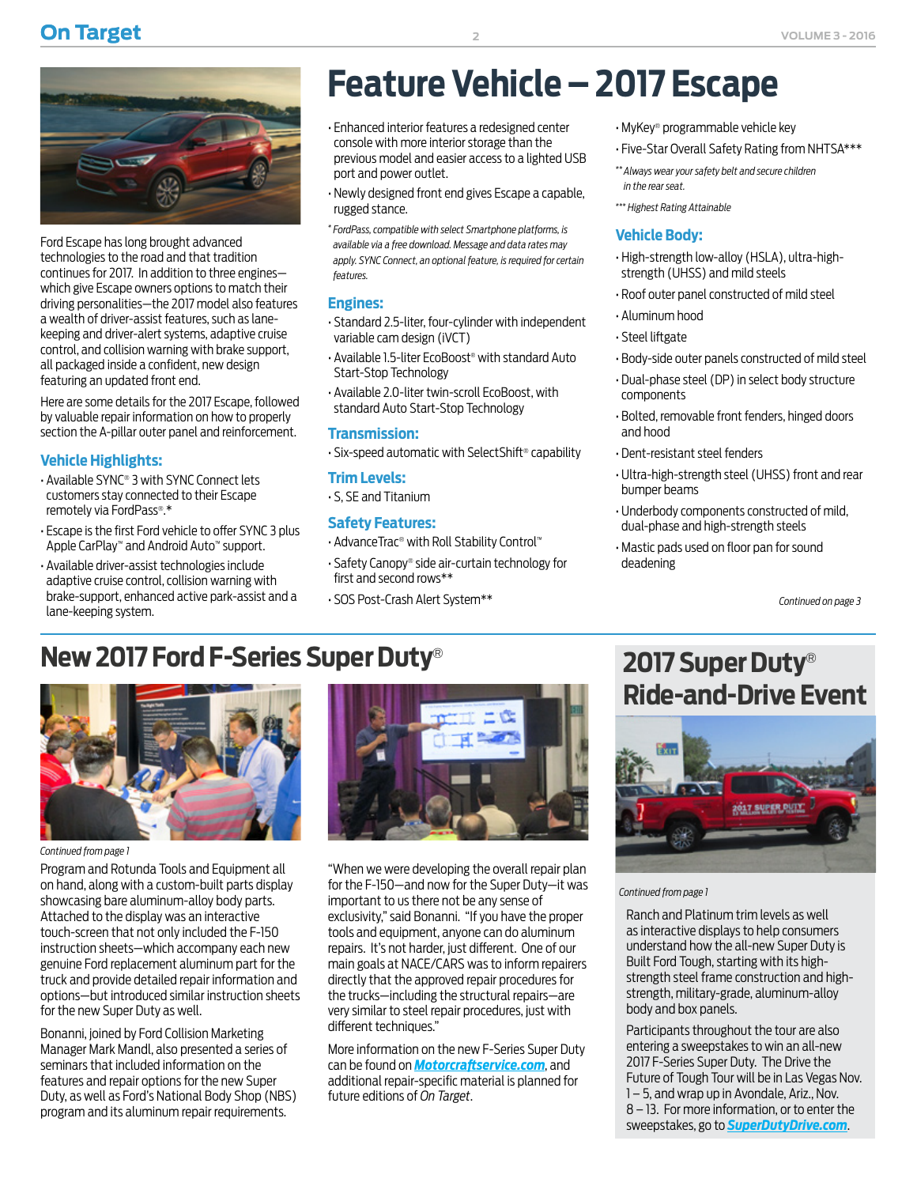# Feature Vehicle – 2017 Escape

Ford Escape has long brought advanced technologies to the road and that tradition continues for 2017. In addition to three engines—which give Escape owners options to match their driving personalities—the 2017 model also features a wealth of driver-assist features, such as lane-keeping and driver-alert systems, adaptive cruise control, and collision warning with brake support, all packaged inside a confident, new design featuring an updated front end.

Here are some details for the 2017 Escape, followed by valuable repair information on how to properly section the A-pillar outer panel and reinforcement.

## Vehicle Highlights:

- Available SYNC® 3 with SYNC Connect lets customers stay connected to their Escape remotely via FordPass®.*
- Escape is the first Ford vehicle to offer SYNC 3 plus Apple CarPlay™ and Android Auto™ support.
- Available driver-assist technologies include adaptive cruise control, collision warning with brake-support, enhanced active park-assist and a lane-keeping system.
- Enhanced interior features a redesigned center console with more interior storage than the previous model and easier access to a lighted USB port and power outlet.
- Newly designed front end gives Escape a capable, rugged stance.

*\* FordPass, compatible with select Smartphone platforms, is available via a free download. Message and data rates may apply. SYNC Connect, an optional feature, is required for certain features.*

## Engines:

- Standard 2.5-liter, four-cylinder with independent variable cam design (iVCT)
- Available 1.5-liter EcoBoost® with standard Auto Start-Stop Technology
- Available 2.0-liter twin-scroll EcoBoost, with standard Auto Start-Stop Technology

## Transmission:

- Six-speed automatic with SelectShift® capability

## Trim Levels:

- S, SE and Titanium

## Safety Features:

- AdvanceTrac® with Roll Stability Control™
- Safety Canopy® side air-curtain technology for first and second rows**
- SOS Post-Crash Alert System**
- MyKey® programmable vehicle key
- Five-Star Overall Safety Rating from NHTSA***

*\*\* Always wear your safety belt and secure children in the rear seat.*

*\*\*\* Highest Rating Attainable*

## Vehicle Body:

- High-strength low-alloy (HSLA), ultra-high-strength (UHSS) and mild steels
- Roof outer panel constructed of mild steel
- Aluminum hood
- Steel liftgate
- Body-side outer panels constructed of mild steel
- Dual-phase steel (DP) in select body structure components
- Bolted, removable front fenders, hinged doors and hood
- Dent-resistant steel fenders
- Ultra-high-strength steel (UHSS) front and rear bumper beams
- Underbody components constructed of mild, dual-phase and high-strength steels
- Mastic pads used on floor pan for sound deadening

*Continued on page 3*

# New 2017 Ford F-Series Super Duty®

*Continued from page 1*

Program and Rotunda Tools and Equipment all on hand, along with a custom-built parts display showcasing bare aluminum-alloy body parts. Attached to the display was an interactive touch-screen that not only included the F-150 instruction sheets—which accompany each new genuine Ford replacement aluminum part for the truck and provide detailed repair information and options—but introduced similar instruction sheets for the new Super Duty as well.

Bonanni, joined by Ford Collision Marketing Manager Mark Mandl, also presented a series of seminars that included information on the features and repair options for the new Super Duty, as well as Ford's National Body Shop (NBS) program and its aluminum repair requirements.

"When we were developing the overall repair plan for the F-150—and now for the Super Duty—it was important to us there not be any sense of exclusivity," said Bonanni. "If you have the proper tools and equipment, anyone can do aluminum repairs. It's not harder, just different. One of our main goals at NACE/CARS was to inform repairers directly that the approved repair procedures for the trucks—including the structural repairs—are very similar to steel repair procedures, just with different techniques."

More information on the new F-Series Super Duty can be found on **[Motorcraftservice.com](Motorcraftservice.com)**, and additional repair-specific material is planned for future editions of *On Target*.

# 2017 Super Duty® Ride-and-Drive Event

*Continued from page 1*

Ranch and Platinum trim levels as well as interactive displays to help consumers understand how the all-new Super Duty is Built Ford Tough, starting with its high-strength steel frame construction and high-strength, military-grade, aluminum-alloy body and box panels.

Participants throughout the tour are also entering a sweepstakes to win an all-new 2017 F-Series Super Duty. The Drive the Future of Tough Tour will be in Las Vegas Nov. 1 – 5, and wrap up in Avondale, Ariz., Nov. 8 – 13. For more information, or to enter the sweepstakes, go to **[SuperDutyDrive.com](SuperDutyDrive.com)**.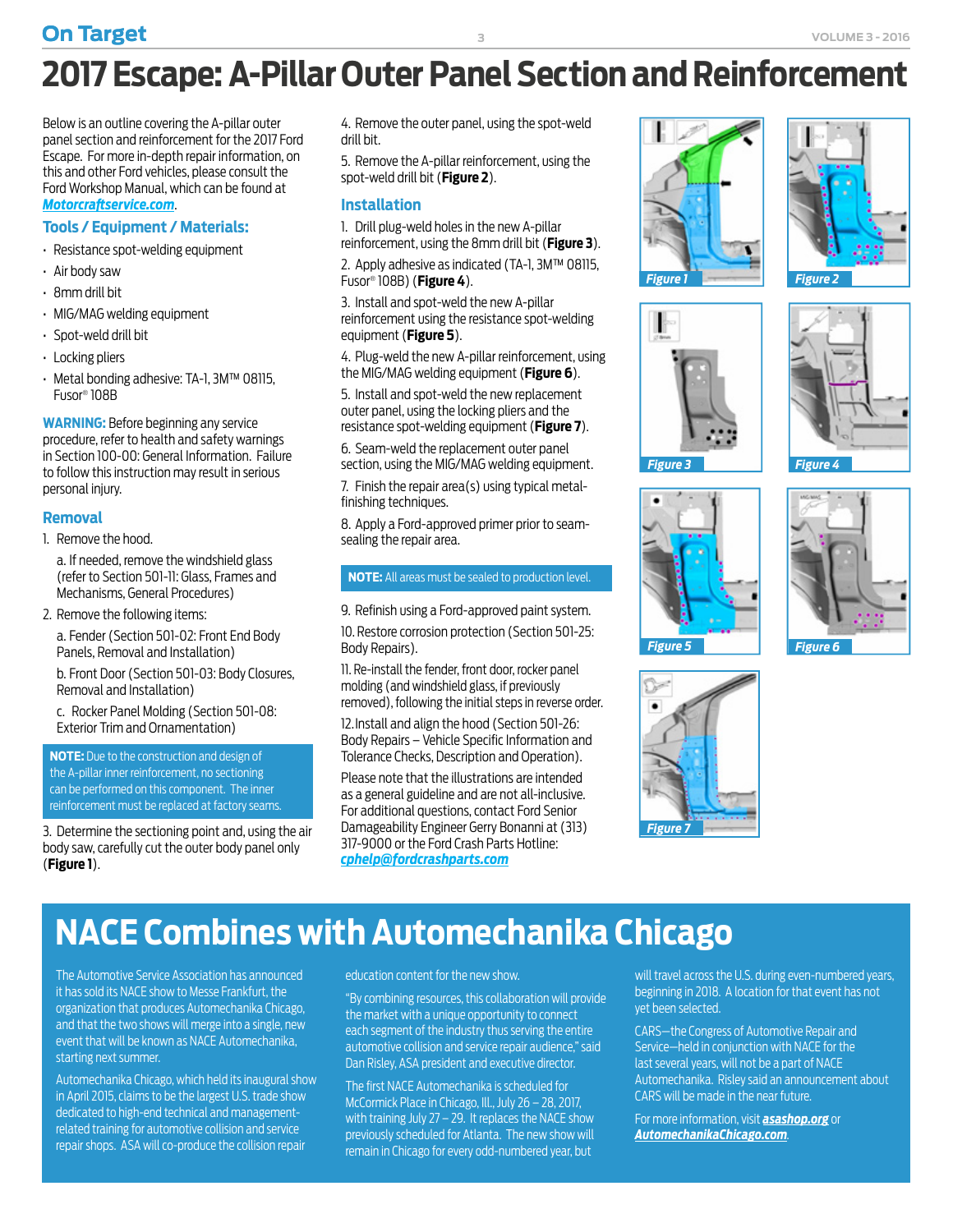# 2017 Escape: A-Pillar Outer Panel Section and Reinforcement

Below is an outline covering the A-pillar outer panel section and reinforcement for the 2017 Ford Escape. For more in-depth repair information, on this and other Ford vehicles, please consult the Ford Workshop Manual, which can be found at ***Motorcraftservice.com***.

## Tools / Equipment / Materials:

- Resistance spot-welding equipment
- Air body saw
- 8mm drill bit
- MIG/MAG welding equipment
- Spot-weld drill bit
- Locking pliers
- Metal bonding adhesive: TA-1, 3M™ 08115, Fusor® 108B

**WARNING:** Before beginning any service procedure, refer to health and safety warnings in Section 100-00: General Information. Failure to follow this instruction may result in serious personal injury.

## Removal

1. Remove the hood.
   a. If needed, remove the windshield glass (refer to Section 501-11: Glass, Frames and Mechanisms, General Procedures)
2. Remove the following items:
   a. Fender (Section 501-02: Front End Body Panels, Removal and Installation)
   b. Front Door (Section 501-03: Body Closures, Removal and Installation)
   c. Rocker Panel Molding (Section 501-08: Exterior Trim and Ornamentation)

**NOTE:** Due to the construction and design of the A-pillar inner reinforcement, no sectioning can be performed on this component. The inner reinforcement must be replaced at factory seams.

3. Determine the sectioning point and, using the air body saw, carefully cut the outer body panel only (**Figure 1**).
4. Remove the outer panel, using the spot-weld drill bit.
5. Remove the A-pillar reinforcement, using the spot-weld drill bit (**Figure 2**).

## Installation

1. Drill plug-weld holes in the new A-pillar reinforcement, using the 8mm drill bit (**Figure 3**).
2. Apply adhesive as indicated (TA-1, 3M™ 08115, Fusor® 108B) (**Figure 4**).
3. Install and spot-weld the new A-pillar reinforcement using the resistance spot-welding equipment (**Figure 5**).
4. Plug-weld the new A-pillar reinforcement, using the MIG/MAG welding equipment (**Figure 6**).
5. Install and spot-weld the new replacement outer panel, using the locking pliers and the resistance spot-welding equipment (**Figure 7**).
6. Seam-weld the replacement outer panel section, using the MIG/MAG welding equipment.
7. Finish the repair area(s) using typical metal-finishing techniques.
8. Apply a Ford-approved primer prior to seam-sealing the repair area.

**NOTE:** All areas must be sealed to production level.

9. Refinish using a Ford-approved paint system.
10. Restore corrosion protection (Section 501-25: Body Repairs).
11. Re-install the fender, front door, rocker panel molding (and windshield glass, if previously removed), following the initial steps in reverse order.
12. Install and align the hood (Section 501-26: Body Repairs – Vehicle Specific Information and Tolerance Checks, Description and Operation).

Please note that the illustrations are intended as a general guideline and are not all-inclusive. For additional questions, contact Ford Senior Damageability Engineer Gerry Bonanni at (313) 317-9000 or the Ford Crash Parts Hotline: ***cphelp@fordcrashparts.com***

*Figure 1*

*Figure 2*

*Figure 3*

*Figure 4*

*Figure 5*

*Figure 6*

*Figure 7*

# NACE Combines with Automechanika Chicago

The Automotive Service Association has announced it has sold its NACE show to Messe Frankfurt, the organization that produces Automechanika Chicago, and that the two shows will merge into a single, new event that will be known as NACE Automechanika, starting next summer.

Automechanika Chicago, which held its inaugural show in April 2015, claims to be the largest U.S. trade show dedicated to high-end technical and management-related training for automotive collision and service repair shops. ASA will co-produce the collision repair education content for the new show.

"By combining resources, this collaboration will provide the market with a unique opportunity to connect each segment of the industry thus serving the entire automotive collision and service repair audience," said Dan Risley, ASA president and executive director.

The first NACE Automechanika is scheduled for McCormick Place in Chicago, Ill., July 26 – 28, 2017, with training July 27 – 29. It replaces the NACE show previously scheduled for Atlanta. The new show will remain in Chicago for every odd-numbered year, but will travel across the U.S. during even-numbered years, beginning in 2018. A location for that event has not yet been selected.

CARS—the Congress of Automotive Repair and Service—held in conjunction with NACE for the last several years, will not be a part of NACE Automechanika. Risley said an announcement about CARS will be made in the near future.

For more information, visit ***asashop.org*** or ***AutomechanikaChicago.com***.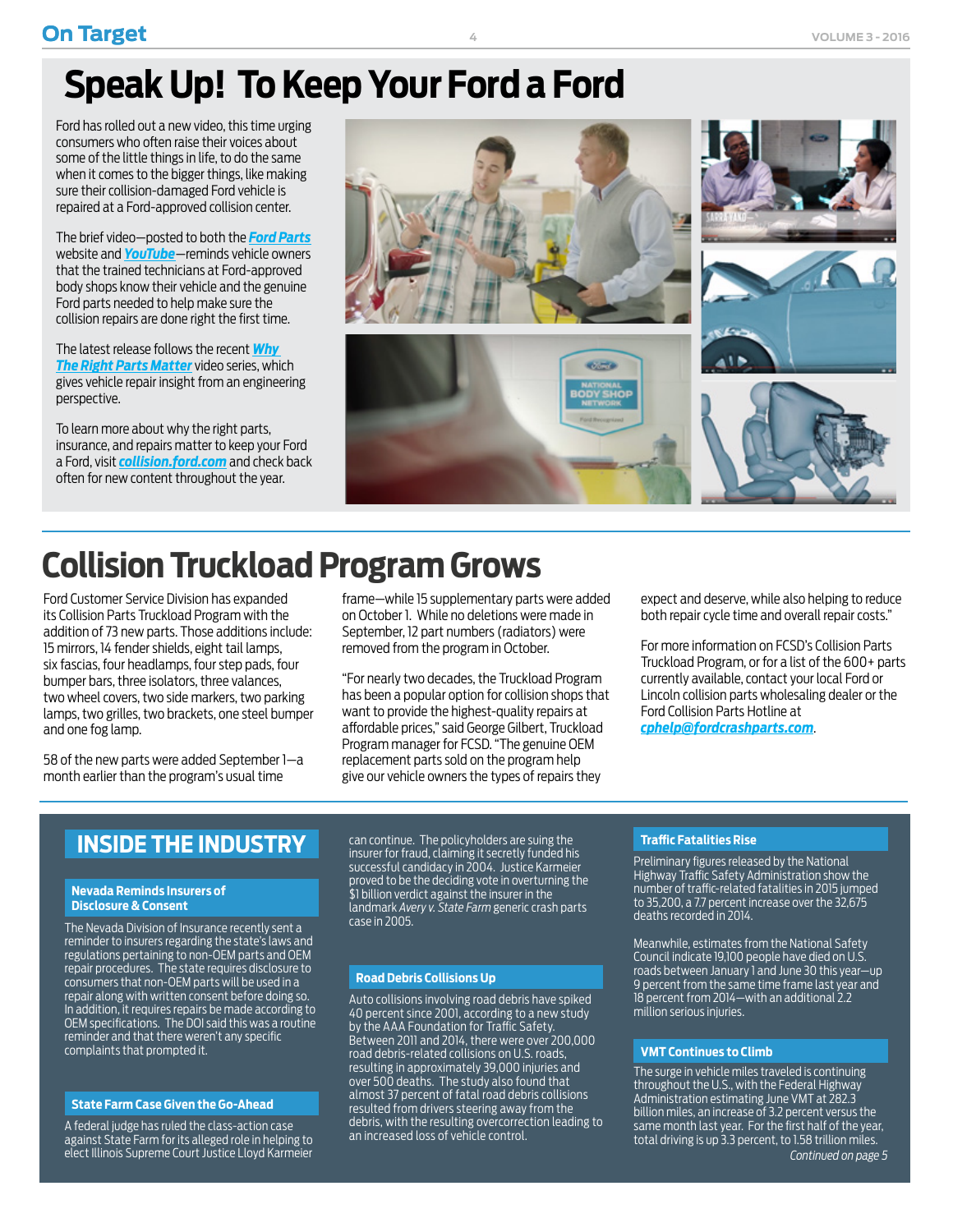# Speak Up! To Keep Your Ford a Ford

Ford has rolled out a new video, this time urging consumers who often raise their voices about some of the little things in life, to do the same when it comes to the bigger things, like making sure their collision-damaged Ford vehicle is repaired at a Ford-approved collision center.

The brief video—posted to both the ***Ford Parts*** website and ***YouTube***—reminds vehicle owners that the trained technicians at Ford-approved body shops know their vehicle and the genuine Ford parts needed to help make sure the collision repairs are done right the first time.

The latest release follows the recent ***Why The Right Parts Matter*** video series, which gives vehicle repair insight from an engineering perspective.

To learn more about why the right parts, insurance, and repairs matter to keep your Ford a Ford, visit ***collision.ford.com*** and check back often for new content throughout the year.

# Collision Truckload Program Grows

Ford Customer Service Division has expanded its Collision Parts Truckload Program with the addition of 73 new parts. Those additions include: 15 mirrors, 14 fender shields, eight tail lamps, six fascias, four headlamps, four step pads, four bumper bars, three isolators, three valances, two wheel covers, two side markers, two parking lamps, two grilles, two brackets, one steel bumper and one fog lamp.

58 of the new parts were added September 1—a month earlier than the program's usual time frame—while 15 supplementary parts were added on October 1. While no deletions were made in September, 12 part numbers (radiators) were removed from the program in October.

"For nearly two decades, the Truckload Program has been a popular option for collision shops that want to provide the highest-quality repairs at affordable prices," said George Gilbert, Truckload Program manager for FCSD. "The genuine OEM replacement parts sold on the program help give our vehicle owners the types of repairs they expect and deserve, while also helping to reduce both repair cycle time and overall repair costs."

For more information on FCSD's Collision Parts Truckload Program, or for a list of the 600+ parts currently available, contact your local Ford or Lincoln collision parts wholesaling dealer or the Ford Collision Parts Hotline at ***cphelp@fordcrashparts.com***.

# INSIDE THE INDUSTRY

### Nevada Reminds Insurers of Disclosure & Consent

The Nevada Division of Insurance recently sent a reminder to insurers regarding the state's laws and regulations pertaining to non-OEM parts and OEM repair procedures. The state requires disclosure to consumers that non-OEM parts will be used in a repair along with written consent before doing so. In addition, it requires repairs be made according to OEM specifications. The DOI said this was a routine reminder and that there weren't any specific complaints that prompted it.

### State Farm Case Given the Go-Ahead

A federal judge has ruled the class-action case against State Farm for its alleged role in helping to elect Illinois Supreme Court Justice Lloyd Karmeier can continue. The policyholders are suing the insurer for fraud, claiming it secretly funded his successful candidacy in 2004. Justice Karmeier proved to be the deciding vote in overturning the $1 billion verdict against the insurer in the landmark *Avery v. State Farm* generic crash parts case in 2005.

### Road Debris Collisions Up

Auto collisions involving road debris have spiked 40 percent since 2001, according to a new study by the AAA Foundation for Traffic Safety. Between 2011 and 2014, there were over 200,000 road debris-related collisions on U.S. roads, resulting in approximately 39,000 injuries and over 500 deaths. The study also found that almost 37 percent of fatal road debris collisions resulted from drivers steering away from the debris, with the resulting overcorrection leading to an increased loss of vehicle control.

### Traffic Fatalities Rise

Preliminary figures released by the National Highway Traffic Safety Administration show the number of traffic-related fatalities in 2015 jumped to 35,200, a 7.7 percent increase over the 32,675 deaths recorded in 2014.

Meanwhile, estimates from the National Safety Council indicate 19,100 people have died on U.S. roads between January 1 and June 30 this year—up 9 percent from the same time frame last year and 18 percent from 2014—with an additional 2.2 million serious injuries.

### VMT Continues to Climb

The surge in vehicle miles traveled is continuing throughout the U.S., with the Federal Highway Administration estimating June VMT at 282.3 billion miles, an increase of 3.2 percent versus the same month last year. For the first half of the year, total driving is up 3.3 percent, to 1.58 trillion miles.

*Continued on page 5*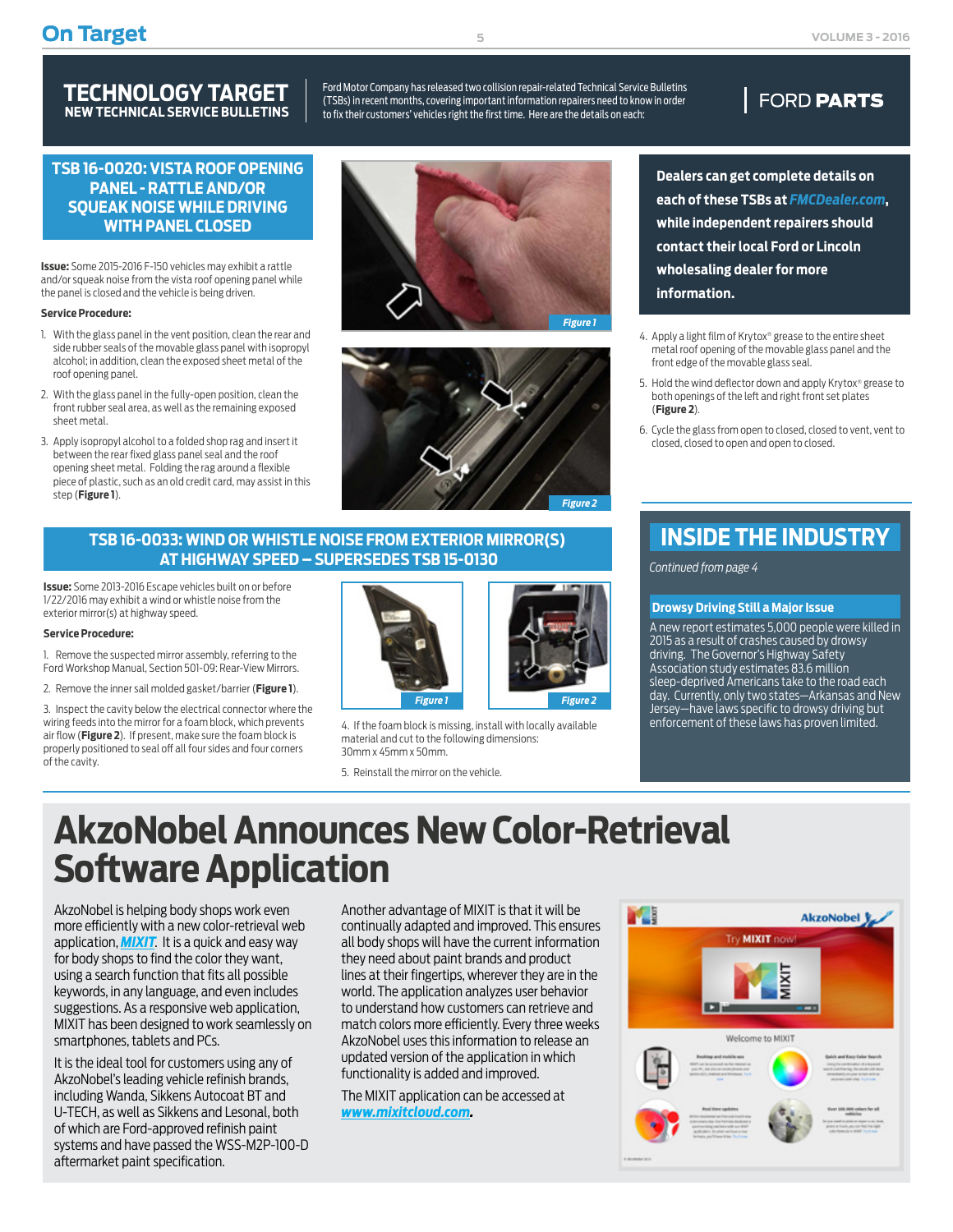# TECHNOLOGY TARGET
## NEW TECHNICAL SERVICE BULLETINS

Ford Motor Company has released two collision repair-related Technical Service Bulletins (TSBs) in recent months, covering important information repairers need to know in order to fix their customers' vehicles right the first time. Here are the details on each:

FORD **PARTS**

### TSB 16-0020: VISTA ROOF OPENING PANEL - RATTLE AND/OR SQUEAK NOISE WHILE DRIVING WITH PANEL CLOSED

**Issue:** Some 2015-2016 F-150 vehicles may exhibit a rattle and/or squeak noise from the vista roof opening panel while the panel is closed and the vehicle is being driven.

**Service Procedure:**

1. With the glass panel in the vent position, clean the rear and side rubber seals of the movable glass panel with isopropyl alcohol; in addition, clean the exposed sheet metal of the roof opening panel.
2. With the glass panel in the fully-open position, clean the front rubber seal area, as well as the remaining exposed sheet metal.
3. Apply isopropyl alcohol to a folded shop rag and insert it between the rear fixed glass panel seal and the roof opening sheet metal. Folding the rag around a flexible piece of plastic, such as an old credit card, may assist in this step (**Figure 1**).
4. Apply a light film of Krytox® grease to the entire sheet metal roof opening of the movable glass panel and the front edge of the movable glass seal.
5. Hold the wind deflector down and apply Krytox® grease to both openings of the left and right front set plates (**Figure 2**).
6. Cycle the glass from open to closed, closed to vent, vent to closed, closed to open and open to closed.

Figure 1

Figure 2

**Dealers can get complete details on each of these TSBs at *FMCDealer.com*, while independent repairers should contact their local Ford or Lincoln wholesaling dealer for more information.**

### TSB 16-0033: WIND OR WHISTLE NOISE FROM EXTERIOR MIRROR(S) AT HIGHWAY SPEED – SUPERSEDES TSB 15-0130

**Issue:** Some 2013-2016 Escape vehicles built on or before 1/22/2016 may exhibit a wind or whistle noise from the exterior mirror(s) at highway speed.

**Service Procedure:**

1. Remove the suspected mirror assembly, referring to the Ford Workshop Manual, Section 501-09: Rear-View Mirrors.
2. Remove the inner sail molded gasket/barrier (**Figure 1**).
3. Inspect the cavity below the electrical connector where the wiring feeds into the mirror for a foam block, which prevents air flow (**Figure 2**). If present, make sure the foam block is properly positioned to seal off all four sides and four corners of the cavity.
4. If the foam block is missing, install with locally available material and cut to the following dimensions: 30mm x 45mm x 50mm.
5. Reinstall the mirror on the vehicle.

Figure 1

Figure 2

## INSIDE THE INDUSTRY

*Continued from page 4*

### Drowsy Driving Still a Major Issue

A new report estimates 5,000 people were killed in 2015 as a result of crashes caused by drowsy driving. The Governor's Highway Safety Association study estimates 83.6 million sleep-deprived Americans take to the road each day. Currently, only two states—Arkansas and New Jersey—have laws specific to drowsy driving but enforcement of these laws has proven limited.

# AkzoNobel Announces New Color-Retrieval Software Application

AkzoNobel is helping body shops work even more efficiently with a new color-retrieval web application, ***MIXIT***. It is a quick and easy way for body shops to find the color they want, using a search function that fits all possible keywords, in any language, and even includes suggestions. As a responsive web application, MIXIT has been designed to work seamlessly on smartphones, tablets and PCs.

It is the ideal tool for customers using any of AkzoNobel's leading vehicle refinish brands, including Wanda, Sikkens Autocoat BT and U-TECH, as well as Sikkens and Lesonal, both of which are Ford-approved refinish paint systems and have passed the WSS-M2P-100-D aftermarket paint specification.

Another advantage of MIXIT is that it will be continually adapted and improved. This ensures all body shops will have the current information they need about paint brands and product lines at their fingertips, wherever they are in the world. The application analyzes user behavior to understand how customers can retrieve and match colors more efficiently. Every three weeks AkzoNobel uses this information to release an updated version of the application in which functionality is added and improved.

The MIXIT application can be accessed at ***www.mixitcloud.com***.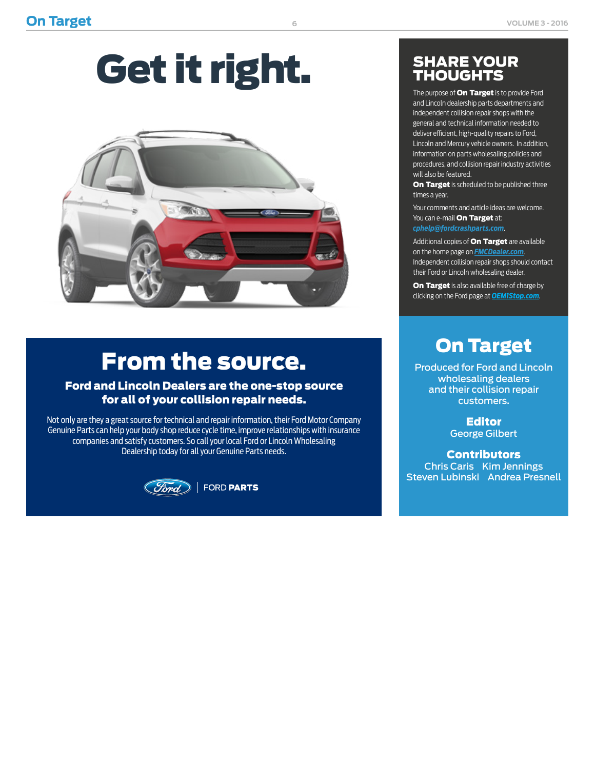# Get it right.

## From the source.

### Ford and Lincoln Dealers are the one-stop source for all of your collision repair needs.

Not only are they a great source for technical and repair information, their Ford Motor Company Genuine Parts can help your body shop reduce cycle time, improve relationships with insurance companies and satisfy customers. So call your local Ford or Lincoln Wholesaling Dealership today for all your Genuine Parts needs.

FORD **PARTS**

## SHARE YOUR THOUGHTS

The purpose of **On Target** is to provide Ford and Lincoln dealership parts departments and independent collision repair shops with the general and technical information needed to deliver efficient, high-quality repairs to Ford, Lincoln and Mercury vehicle owners. In addition, information on parts wholesaling policies and procedures, and collision repair industry activities will also be featured.

**On Target** is scheduled to be published three times a year.

Your comments and article ideas are welcome. You can e-mail **On Target** at: *cphelp@fordcrashparts.com*.

Additional copies of **On Target** are available on the home page on *FMCDealer.com*. Independent collision repair shops should contact their Ford or Lincoln wholesaling dealer.

**On Target** is also available free of charge by clicking on the Ford page at *OEM1Stop.com*.

## On Target

Produced for Ford and Lincoln wholesaling dealers and their collision repair customers.

**Editor**
George Gilbert

**Contributors**
Chris Caris, Kim Jennings, Steven Lubinski, Andrea Presnell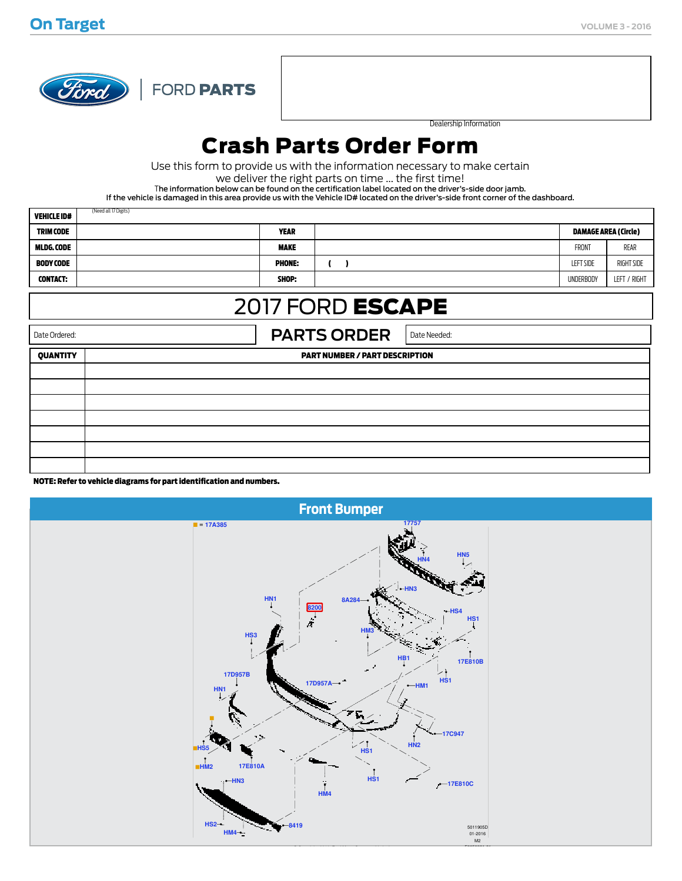FORD PARTS

Dealership Information

# Crash Parts Order Form

Use this form to provide us with the information necessary to make certain we deliver the right parts on time … the first time!

The information below can be found on the certification label located on the driver's-side door jamb.
If the vehicle is damaged in this area provide us with the Vehicle ID# located on the driver's-side front corner of the dashboard.

| | | | | | |
|---|---|---|---|---|---|
| **VEHICLE ID#** | (Need all 17 Digits) | | | | |
| **TRIM CODE** | | **YEAR** | | **DAMAGE AREA (Circle)** | |
| **MLDG. CODE** | | **MAKE** | | FRONT | REAR |
| **BODY CODE** | | **PHONE:** | (     ) | LEFT SIDE | RIGHT SIDE |
| **CONTACT:** | | **SHOP:** | | UNDERBODY | LEFT / RIGHT |

## 2017 FORD **ESCAPE**

Date Ordered: **PARTS ORDER** Date Needed:

| QUANTITY | PART NUMBER / PART DESCRIPTION |
|---|---|
| | |
| | |
| | |
| | |
| | |
| | |
| | |

**NOTE: Refer to vehicle diagrams for part identification and numbers.**

## Front Bumper

■ = 17A385

17757
HN4
HN5
HN3
HN1
8200
8A284
HS4
HS1
HS3
HM3
HB1
17E810B
17D957B
17D957A
HM1
HS1
HN1
17C947
HN2
HS5
HS1
HM2
17E810A
HN3
HS1
17E810C
HM4
HS2
8419
HM4

5011905D
01-2016
M2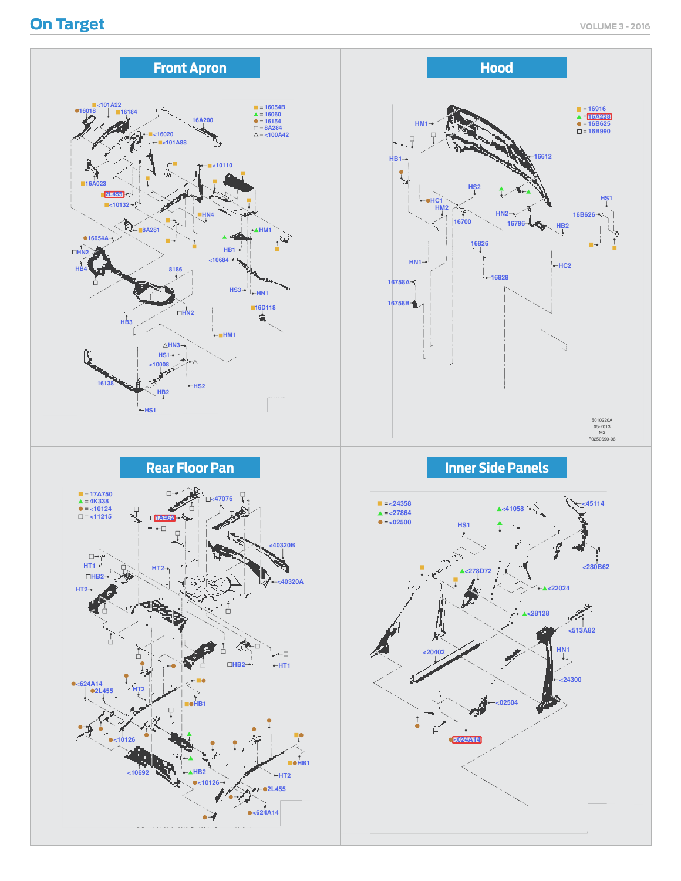## Front Apron

■<101A22
●16018
■16184
16A200
■<16020
■<101A88
■ = 16054B
▲ = 16060
● = 16154
□ = 8A284
△ = <100A42
■<10110
■16A023
■2L455
■<10132
■HN4
■8A281
●16054A
▲HM1
□HN2
HB4
HB1
<10684
8186
HS3
HN1
□HN2
■16D118
HB3
■HM1
△HN3
HS1
<10008
16138
HS2
HB2
HS1

## Hood

HM1
■ = 16916
▲ = 16A238
● = 16B625
□ = 16B990
HB1
16612
HS2
HS1
HC1
HM2
HN2
16B626
16700
16796
HB2
16826
HN1
HC2
16828
16758A
16758B

5010220A
05-2013
M2
F0250690-06

## Rear Floor Pan

■ = 17A750
▲ = 4K338
● = <10124
□ = <11215
□<47076
1A462
<40320B
HT1
HT2
□HB2
<40320A
HT2
□HB2
HT1
●<624A14
●2L455
HT2
■●HB1
●<10126
<10692
▲HB2
●<10126
■●HB1
HT2
●2L455
●<624A14

## Inner Side Panels

■ = <24358
▲ = <27864
● = <02500
▲<41058
<45114
HS1
<280B62
▲<278D72
▲<22024
▲<28128
<513A82
<20402
HN1
<24300
<02504
●<024A14